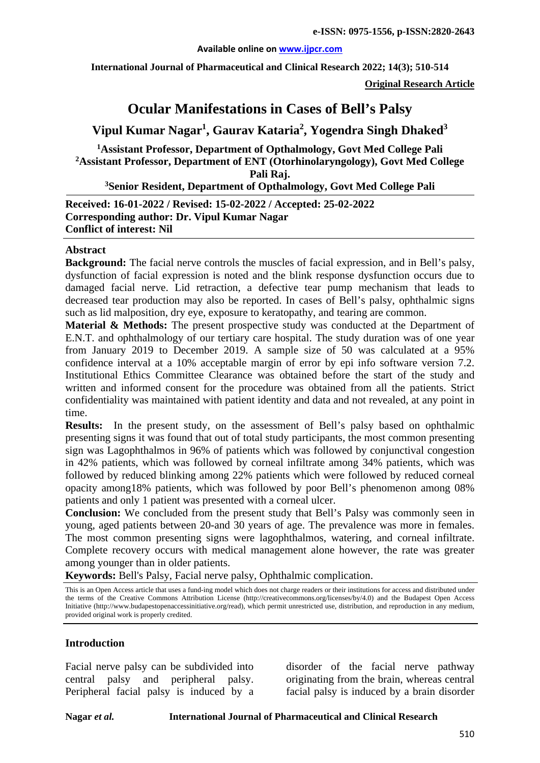e-ISSN: 0975-1556, p-ISSN:2820-2643

Available online on www.ijpcr.com

International Journal of Pharmaceutical and Clinical Research 2022; 14(3); 510-514

**Original Research Article**

# Ocular Manifestations in Cases of Bell's Palsy

## Vipul Kumar Nagar[1], Gaurav Kataria[2], Yogendra Singh Dhaked[3]

[1]Assistant Professor, Department of Opthalmology, Govt Med College Pali

[2]Assistant Professor, Department of ENT (Otorhinolaryngology), Govt Med College Pali Raj.

[3]Senior Resident, Department of Opthalmology, Govt Med College Pali

**Received: 16-01-2022 / Revised: 15-02-2022 / Accepted: 25-02-2022**
**Corresponding author: Dr. Vipul Kumar Nagar**
**Conflict of interest: Nil**

### Abstract

**Background:** The facial nerve controls the muscles of facial expression, and in Bell's palsy, dysfunction of facial expression is noted and the blink response dysfunction occurs due to damaged facial nerve. Lid retraction, a defective tear pump mechanism that leads to decreased tear production may also be reported. In cases of Bell's palsy, ophthalmic signs such as lid malposition, dry eye, exposure to keratopathy, and tearing are common.

**Material & Methods:** The present prospective study was conducted at the Department of E.N.T. and ophthalmology of our tertiary care hospital. The study duration was of one year from January 2019 to December 2019. A sample size of 50 was calculated at a 95% confidence interval at a 10% acceptable margin of error by epi info software version 7.2. Institutional Ethics Committee Clearance was obtained before the start of the study and written and informed consent for the procedure was obtained from all the patients. Strict confidentiality was maintained with patient identity and data and not revealed, at any point in time.

**Results:** In the present study, on the assessment of Bell's palsy based on ophthalmic presenting signs it was found that out of total study participants, the most common presenting sign was Lagophthalmos in 96% of patients which was followed by conjunctival congestion in 42% patients, which was followed by corneal infiltrate among 34% patients, which was followed by reduced blinking among 22% patients which were followed by reduced corneal opacity among18% patients, which was followed by poor Bell's phenomenon among 08% patients and only 1 patient was presented with a corneal ulcer.

**Conclusion:** We concluded from the present study that Bell's Palsy was commonly seen in young, aged patients between 20-and 30 years of age. The prevalence was more in females. The most common presenting signs were lagophthalmos, watering, and corneal infiltrate. Complete recovery occurs with medical management alone however, the rate was greater among younger than in older patients.

**Keywords:** Bell's Palsy, Facial nerve palsy, Ophthalmic complication.

This is an Open Access article that uses a fund-ing model which does not charge readers or their institutions for access and distributed under the terms of the Creative Commons Attribution License (http://creativecommons.org/licenses/by/4.0) and the Budapest Open Access Initiative (http://www.budapestopenaccessinitiative.org/read), which permit unrestricted use, distribution, and reproduction in any medium, provided original work is properly credited.

### Introduction

Facial nerve palsy can be subdivided into central palsy and peripheral palsy. Peripheral facial palsy is induced by a disorder of the facial nerve pathway originating from the brain, whereas central facial palsy is induced by a brain disorder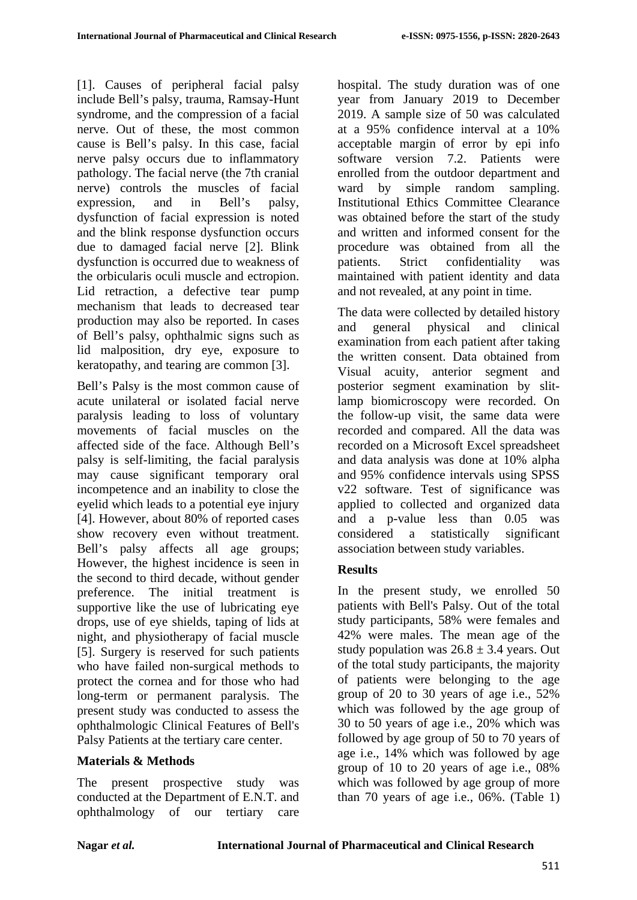[1]. Causes of peripheral facial palsy include Bell's palsy, trauma, Ramsay-Hunt syndrome, and the compression of a facial nerve. Out of these, the most common cause is Bell's palsy. In this case, facial nerve palsy occurs due to inflammatory pathology. The facial nerve (the 7th cranial nerve) controls the muscles of facial expression, and in Bell's palsy, dysfunction of facial expression is noted and the blink response dysfunction occurs due to damaged facial nerve [2]. Blink dysfunction is occurred due to weakness of the orbicularis oculi muscle and ectropion. Lid retraction, a defective tear pump mechanism that leads to decreased tear production may also be reported. In cases of Bell's palsy, ophthalmic signs such as lid malposition, dry eye, exposure to keratopathy, and tearing are common [3].

Bell's Palsy is the most common cause of acute unilateral or isolated facial nerve paralysis leading to loss of voluntary movements of facial muscles on the affected side of the face. Although Bell's palsy is self-limiting, the facial paralysis may cause significant temporary oral incompetence and an inability to close the eyelid which leads to a potential eye injury [4]. However, about 80% of reported cases show recovery even without treatment. Bell's palsy affects all age groups; However, the highest incidence is seen in the second to third decade, without gender preference. The initial treatment is supportive like the use of lubricating eye drops, use of eye shields, taping of lids at night, and physiotherapy of facial muscle [5]. Surgery is reserved for such patients who have failed non-surgical methods to protect the cornea and for those who had long-term or permanent paralysis. The present study was conducted to assess the ophthalmologic Clinical Features of Bell's Palsy Patients at the tertiary care center.

## Materials & Methods

The present prospective study was conducted at the Department of E.N.T. and ophthalmology of our tertiary care hospital. The study duration was of one year from January 2019 to December 2019. A sample size of 50 was calculated at a 95% confidence interval at a 10% acceptable margin of error by epi info software version 7.2. Patients were enrolled from the outdoor department and ward by simple random sampling. Institutional Ethics Committee Clearance was obtained before the start of the study and written and informed consent for the procedure was obtained from all the patients. Strict confidentiality was maintained with patient identity and data and not revealed, at any point in time.

The data were collected by detailed history and general physical and clinical examination from each patient after taking the written consent. Data obtained from Visual acuity, anterior segment and posterior segment examination by slit-lamp biomicroscopy were recorded. On the follow-up visit, the same data were recorded and compared. All the data was recorded on a Microsoft Excel spreadsheet and data analysis was done at 10% alpha and 95% confidence intervals using SPSS v22 software. Test of significance was applied to collected and organized data and a p-value less than 0.05 was considered a statistically significant association between study variables.

## Results

In the present study, we enrolled 50 patients with Bell's Palsy. Out of the total study participants, 58% were females and 42% were males. The mean age of the study population was $26.8 \pm 3.4$ years. Out of the total study participants, the majority of patients were belonging to the age group of 20 to 30 years of age i.e., 52% which was followed by the age group of 30 to 50 years of age i.e., 20% which was followed by age group of 50 to 70 years of age i.e., 14% which was followed by age group of 10 to 20 years of age i.e., 08% which was followed by age group of more than 70 years of age i.e., 06%. (Table 1)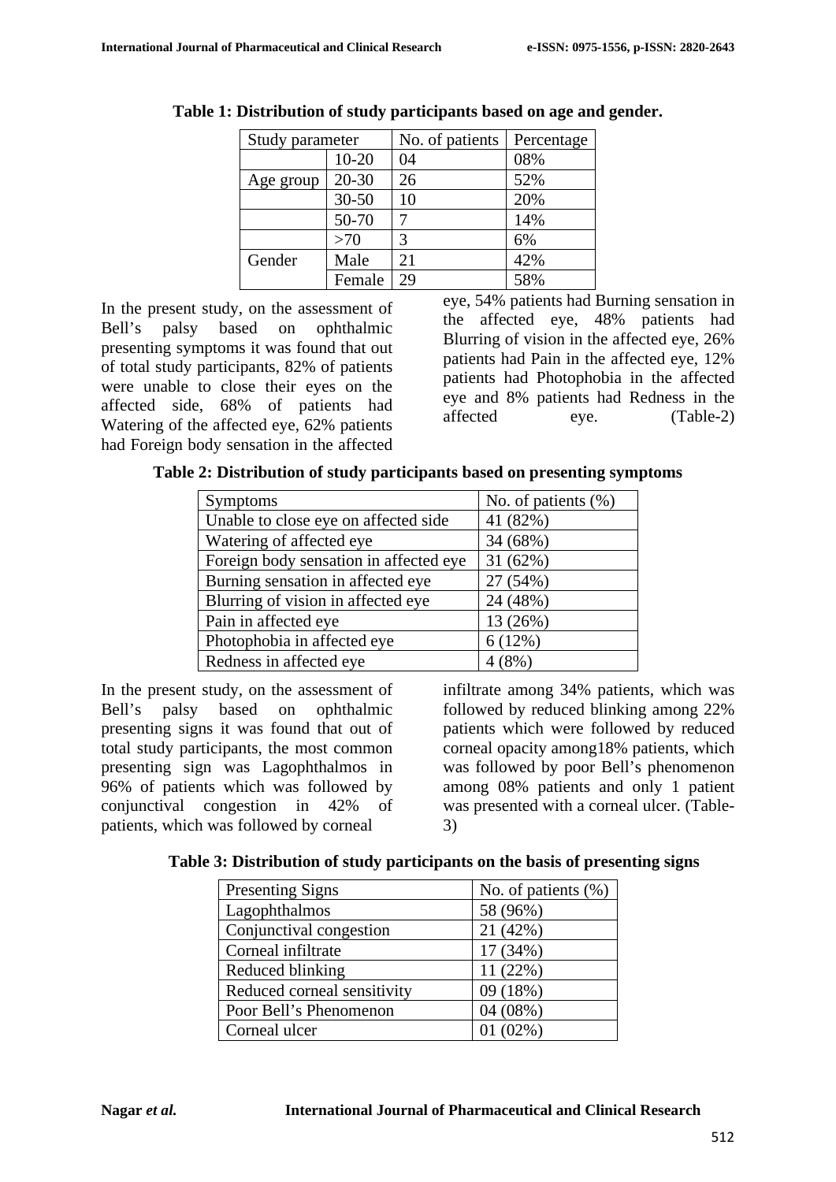**Table 1: Distribution of study participants based on age and gender.**

| Study parameter | | No. of patients | Percentage |
|---|---|---|---|
| | 10-20 | 04 | 08% |
| Age group | 20-30 | 26 | 52% |
| | 30-50 | 10 | 20% |
| | 50-70 | 7 | 14% |
| | >70 | 3 | 6% |
| Gender | Male | 21 | 42% |
| | Female | 29 | 58% |

In the present study, on the assessment of Bell's palsy based on ophthalmic presenting symptoms it was found that out of total study participants, 82% of patients were unable to close their eyes on the affected side, 68% of patients had Watering of the affected eye, 62% patients had Foreign body sensation in the affected eye, 54% patients had Burning sensation in the affected eye, 48% patients had Blurring of vision in the affected eye, 26% patients had Pain in the affected eye, 12% patients had Photophobia in the affected eye and 8% patients had Redness in the affected eye. (Table-2)

**Table 2: Distribution of study participants based on presenting symptoms**

| Symptoms | No. of patients (%) |
|---|---|
| Unable to close eye on affected side | 41 (82%) |
| Watering of affected eye | 34 (68%) |
| Foreign body sensation in affected eye | 31 (62%) |
| Burning sensation in affected eye | 27 (54%) |
| Blurring of vision in affected eye | 24 (48%) |
| Pain in affected eye | 13 (26%) |
| Photophobia in affected eye | 6 (12%) |
| Redness in affected eye | 4 (8%) |

In the present study, on the assessment of Bell's palsy based on ophthalmic presenting signs it was found that out of total study participants, the most common presenting sign was Lagophthalmos in 96% of patients which was followed by conjunctival congestion in 42% of patients, which was followed by corneal infiltrate among 34% patients, which was followed by reduced blinking among 22% patients which were followed by reduced corneal opacity among18% patients, which was followed by poor Bell's phenomenon among 08% patients and only 1 patient was presented with a corneal ulcer. (Table-3)

**Table 3: Distribution of study participants on the basis of presenting signs**

| Presenting Signs | No. of patients (%) |
|---|---|
| Lagophthalmos | 58 (96%) |
| Conjunctival congestion | 21 (42%) |
| Corneal infiltrate | 17 (34%) |
| Reduced blinking | 11 (22%) |
| Reduced corneal sensitivity | 09 (18%) |
| Poor Bell's Phenomenon | 04 (08%) |
| Corneal ulcer | 01 (02%) |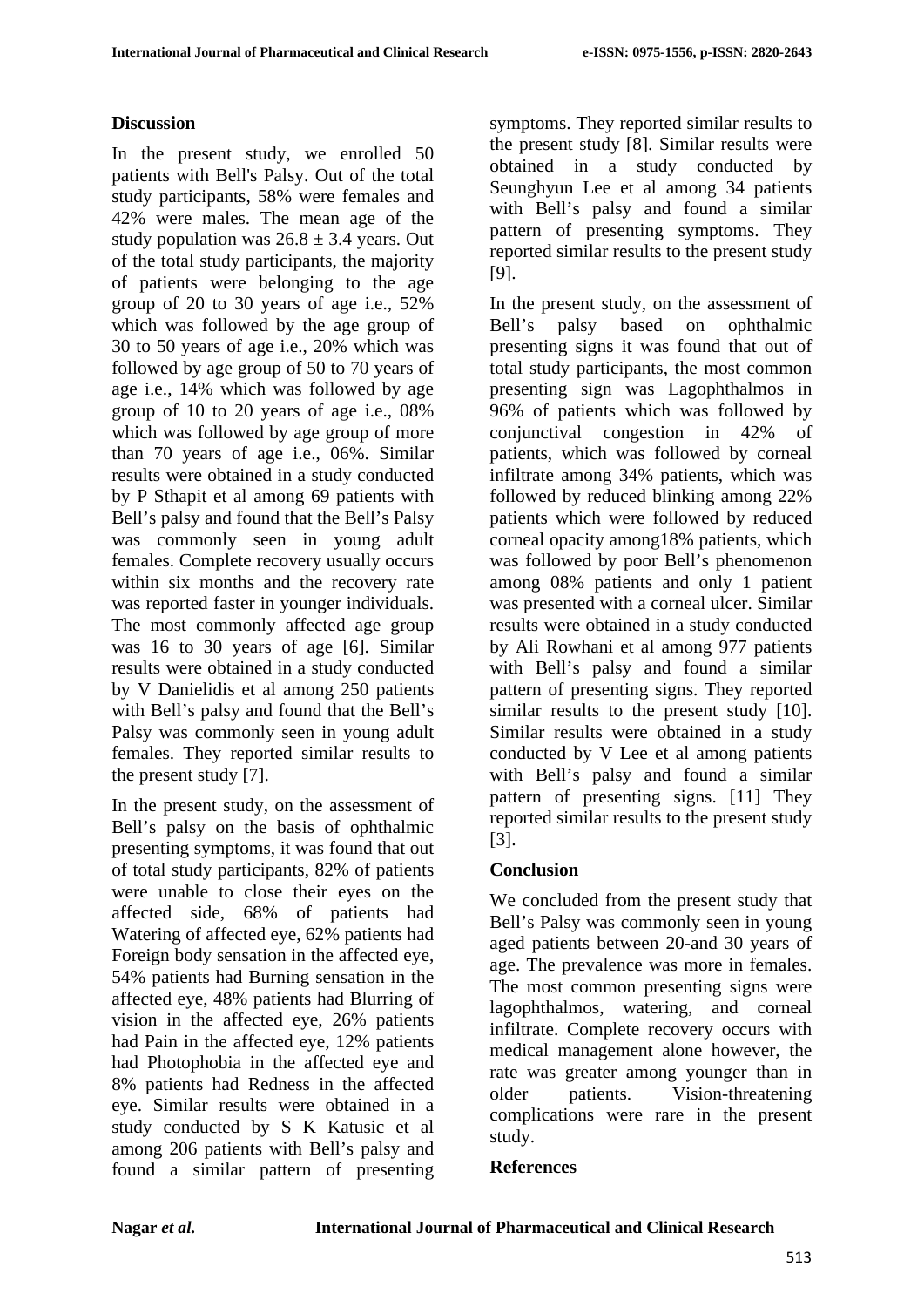## Discussion

In the present study, we enrolled 50 patients with Bell's Palsy. Out of the total study participants, 58% were females and 42% were males. The mean age of the study population was $26.8 \pm 3.4$ years. Out of the total study participants, the majority of patients were belonging to the age group of 20 to 30 years of age i.e., 52% which was followed by the age group of 30 to 50 years of age i.e., 20% which was followed by age group of 50 to 70 years of age i.e., 14% which was followed by age group of 10 to 20 years of age i.e., 08% which was followed by age group of more than 70 years of age i.e., 06%. Similar results were obtained in a study conducted by P Sthapit et al among 69 patients with Bell's palsy and found that the Bell's Palsy was commonly seen in young adult females. Complete recovery usually occurs within six months and the recovery rate was reported faster in younger individuals. The most commonly affected age group was 16 to 30 years of age [6]. Similar results were obtained in a study conducted by V Danielidis et al among 250 patients with Bell's palsy and found that the Bell's Palsy was commonly seen in young adult females. They reported similar results to the present study [7].

In the present study, on the assessment of Bell's palsy on the basis of ophthalmic presenting symptoms, it was found that out of total study participants, 82% of patients were unable to close their eyes on the affected side, 68% of patients had Watering of affected eye, 62% patients had Foreign body sensation in the affected eye, 54% patients had Burning sensation in the affected eye, 48% patients had Blurring of vision in the affected eye, 26% patients had Pain in the affected eye, 12% patients had Photophobia in the affected eye and 8% patients had Redness in the affected eye. Similar results were obtained in a study conducted by S K Katusic et al among 206 patients with Bell's palsy and found a similar pattern of presenting symptoms. They reported similar results to the present study [8]. Similar results were obtained in a study conducted by Seunghyun Lee et al among 34 patients with Bell's palsy and found a similar pattern of presenting symptoms. They reported similar results to the present study [9].

In the present study, on the assessment of Bell's palsy based on ophthalmic presenting signs it was found that out of total study participants, the most common presenting sign was Lagophthalmos in 96% of patients which was followed by conjunctival congestion in 42% of patients, which was followed by corneal infiltrate among 34% patients, which was followed by reduced blinking among 22% patients which were followed by reduced corneal opacity among18% patients, which was followed by poor Bell's phenomenon among 08% patients and only 1 patient was presented with a corneal ulcer. Similar results were obtained in a study conducted by Ali Rowhani et al among 977 patients with Bell's palsy and found a similar pattern of presenting signs. They reported similar results to the present study [10]. Similar results were obtained in a study conducted by V Lee et al among patients with Bell's palsy and found a similar pattern of presenting signs. [11] They reported similar results to the present study [3].

## Conclusion

We concluded from the present study that Bell's Palsy was commonly seen in young aged patients between 20-and 30 years of age. The prevalence was more in females. The most common presenting signs were lagophthalmos, watering, and corneal infiltrate. Complete recovery occurs with medical management alone however, the rate was greater among younger than in older patients. Vision-threatening complications were rare in the present study.

## References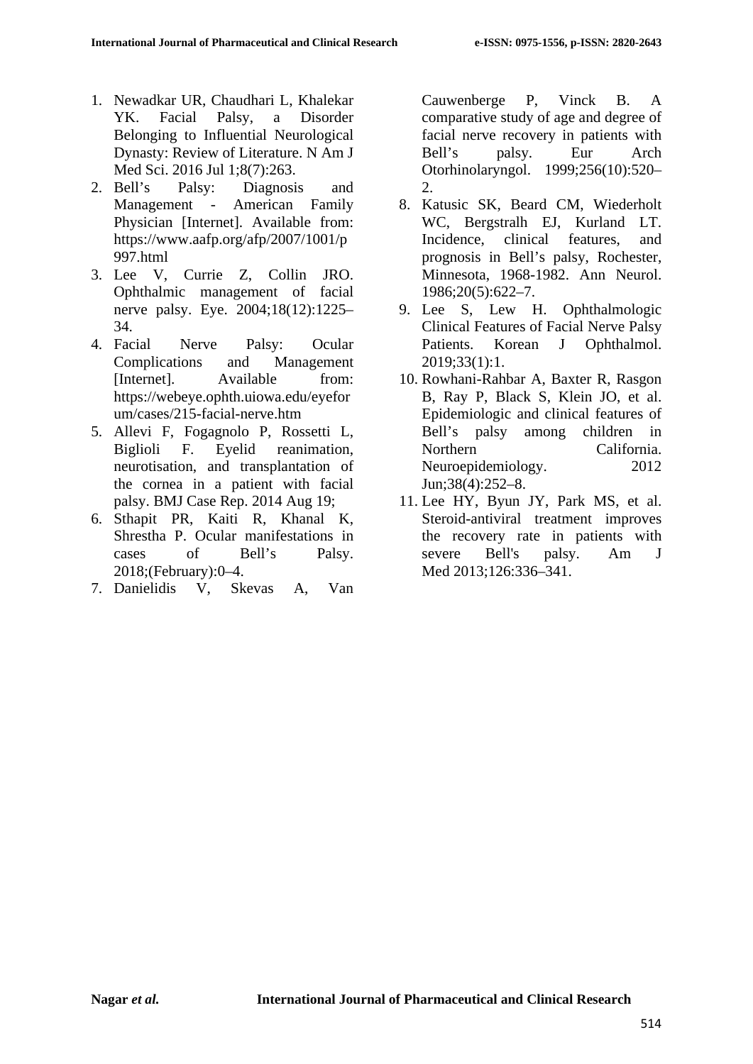1. Newadkar UR, Chaudhari L, Khalekar YK. Facial Palsy, a Disorder Belonging to Influential Neurological Dynasty: Review of Literature. N Am J Med Sci. 2016 Jul 1;8(7):263.
2. Bell's Palsy: Diagnosis and Management - American Family Physician [Internet]. Available from: https://www.aafp.org/afp/2007/1001/p997.html
3. Lee V, Currie Z, Collin JRO. Ophthalmic management of facial nerve palsy. Eye. 2004;18(12):1225–34.
4. Facial Nerve Palsy: Ocular Complications and Management [Internet]. Available from: https://webeye.ophth.uiowa.edu/eyeforum/cases/215-facial-nerve.htm
5. Allevi F, Fogagnolo P, Rossetti L, Biglioli F. Eyelid reanimation, neurotisation, and transplantation of the cornea in a patient with facial palsy. BMJ Case Rep. 2014 Aug 19;
6. Sthapit PR, Kaiti R, Khanal K, Shrestha P. Ocular manifestations in cases of Bell's Palsy. 2018;(February):0–4.
7. Danielidis V, Skevas A, Van Cauwenberge P, Vinck B. A comparative study of age and degree of facial nerve recovery in patients with Bell's palsy. Eur Arch Otorhinolaryngol. 1999;256(10):520–2.
8. Katusic SK, Beard CM, Wiederholt WC, Bergstralh EJ, Kurland LT. Incidence, clinical features, and prognosis in Bell's palsy, Rochester, Minnesota, 1968-1982. Ann Neurol. 1986;20(5):622–7.
9. Lee S, Lew H. Ophthalmologic Clinical Features of Facial Nerve Palsy Patients. Korean J Ophthalmol. 2019;33(1):1.
10. Rowhani-Rahbar A, Baxter R, Rasgon B, Ray P, Black S, Klein JO, et al. Epidemiologic and clinical features of Bell's palsy among children in Northern California. Neuroepidemiology. 2012 Jun;38(4):252–8.
11. Lee HY, Byun JY, Park MS, et al. Steroid-antiviral treatment improves the recovery rate in patients with severe Bell's palsy. Am J Med 2013;126:336–341.